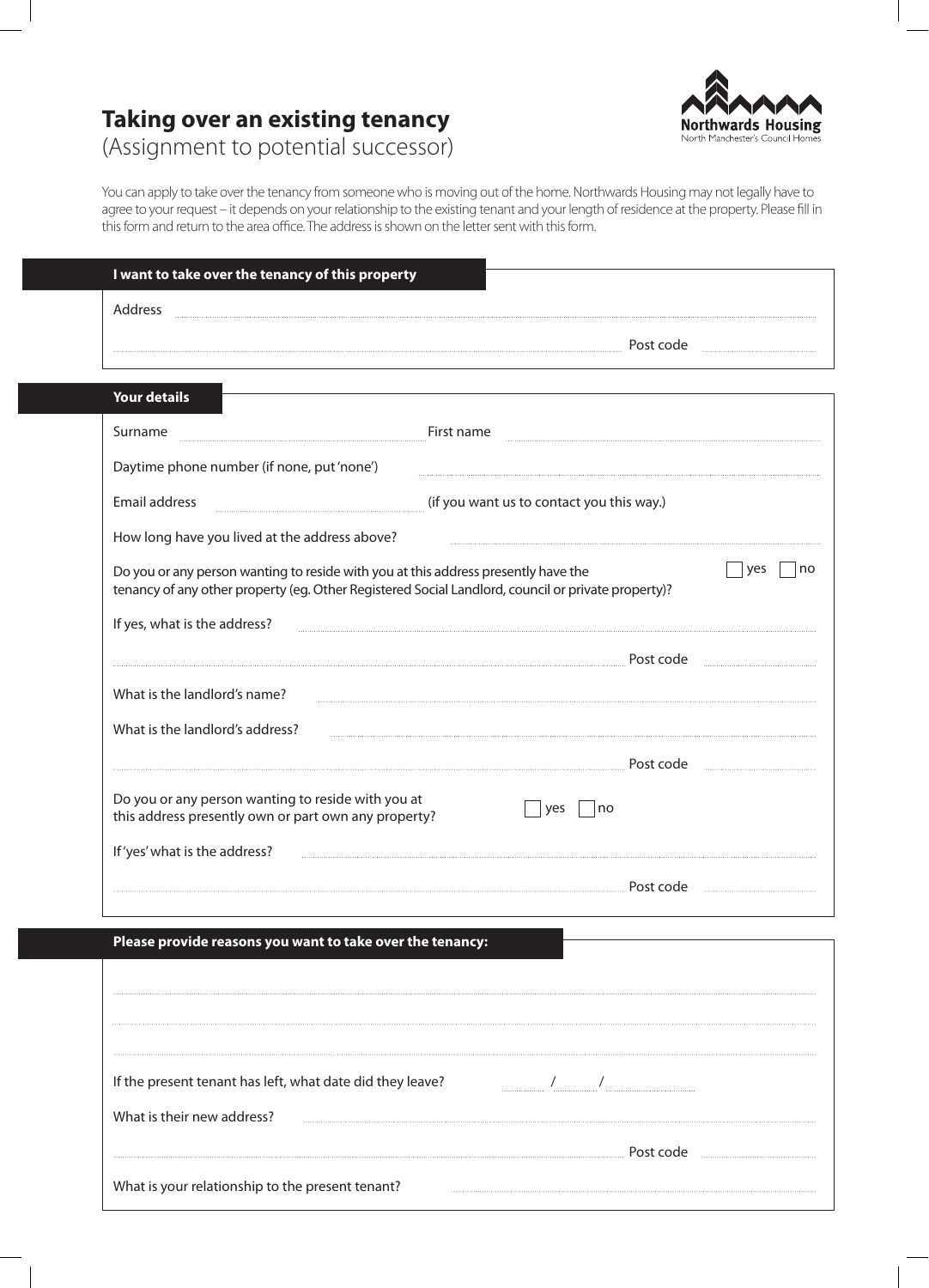# Taking over an existing tenancy

(Assignment to potential successor)

Northwards Housing
North Manchester's Council Homes

You can apply to take over the tenancy from someone who is moving out of the home. Northwards Housing may not legally have to agree to your request – it depends on your relationship to the existing tenant and your length of residence at the property. Please fill in this form and return to the area office. The address is shown on the letter sent with this form.

## I want to take over the tenancy of this property

Address ..............................................................................................

.............................................................................................. Post code ..............

## Your details

Surname .............................. First name ..............................

Daytime phone number (if none, put 'none') ..............................

Email address .............................. (if you want us to contact you this way.)

How long have you lived at the address above? ..............................

Do you or person wanting to reside with you at this address presently have the tenancy of any other property (eg. Other Registered Social Landlord, council or private property)? ☐ yes ☐ no

If yes, what is the address? ..............................

.............................................................................................. Post code ..............

What is the landlord's name? ..............................

What is the landlord's address? ..............................

.............................................................................................. Post code ..............

Do you or any person wanting to reside with you at this address presently own or part own any property? ☐ yes ☐ no

If 'yes' what is the address? ..............................

.............................................................................................. Post code ..............

## Please provide reasons you want to take over the tenancy:

..............................................................................................

..............................................................................................

..............................................................................................

If the present tenant has left, what date did they leave? ...... / ...... / ..........

What is their new address? ..............................

.............................................................................................. Post code ..............

What is your relationship to the present tenant? ..............................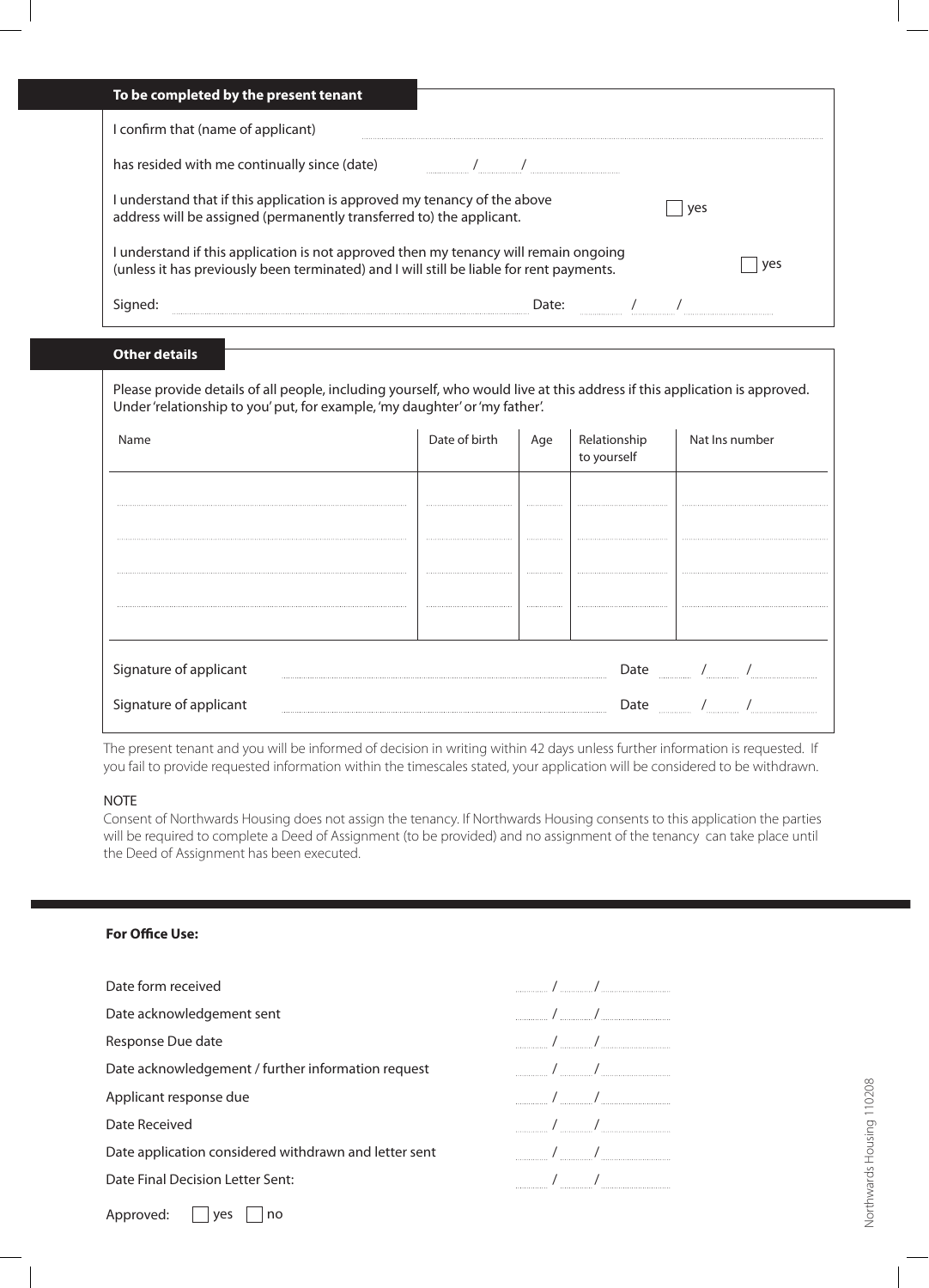## To be completed by the present tenant

I confirm that (name of applicant) ..............................................................

has resided with me continually since (date) ........ / ........ / ........

I understand that if this application is approved my tenancy of the above address will be assigned (permanently transferred to) the applicant. ☐ yes

I understand if this application is not approved then my tenancy will remain ongoing (unless it has previously been terminated) and I will still be liable for rent payments. ☐ yes

Signed: .............................................................. Date: ........ / ........ / ........

## Other details

Please provide details of all people, including yourself, who would live at this address if this application is approved. Under 'relationship to you' put, for example, 'my daughter' or 'my father'.

| Name | Date of birth | Age | Relationship to yourself | Nat Ins number |
|---|---|---|---|---|
| | | | | |
| | | | | |
| | | | | |
| | | | | |

Signature of applicant .............................................................. Date ........ / ........ / ........

Signature of applicant .............................................................. Date ........ / ........ / ........

The present tenant and you will be informed of decision in writing within 42 days unless further information is requested. If you fail to provide requested information within the timescales stated, your application will be considered to be withdrawn.

NOTE

Consent of Northwards Housing does not assign the tenancy. If Northwards Housing consents to this application the parties will be required to complete a Deed of Assignment (to be provided) and no assignment of the tenancy can take place until the Deed of Assignment has been executed.

---

**For Office Use:**

Date form received ........ / ........ / ........

Date acknowledgement sent ........ / ........ / ........

Response Due date ........ / ........ / ........

Date acknowledgement / further information request ........ / ........ / ........

Applicant response due ........ / ........ / ........

Date Received ........ / ........ / ........

Date application considered withdrawn and letter sent ........ / ........ / ........

Date Final Decision Letter Sent: ........ / ........ / ........

Approved: ☐ yes ☐ no

Northwards Housing 110208